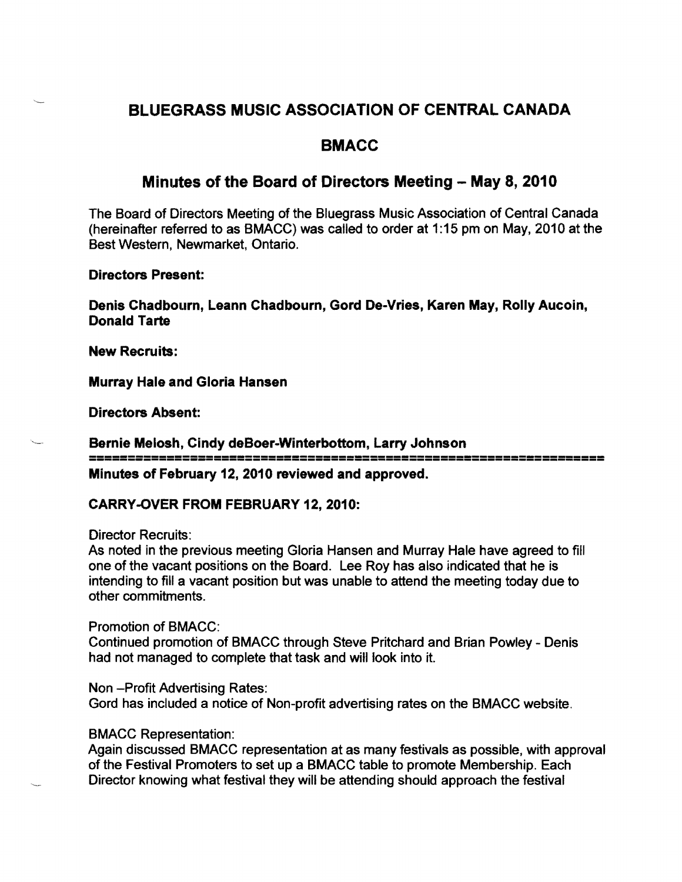# BLUEGRASS MUSIC ASSOCIATION OF CENTRAL CANADA

## BMACC

## Minutes of the Board of Directors Meeting – May 8, 2010

The Board of Directors Meeting of the Bluegrass Music Association of Central Canada (hereinafter referred to as BMACC) was called to order at 1:15 pm on May, 2010 at the Best Western, Newmarket, Ontario.

**Directors Present:**

**Denis Chadbourn, Leann Chadbourn, Gord De-Vries, Karen May, Rolly Aucoin, Donald Tarte**

**New Recruits:**

**Murray Hale and Gloria Hansen**

**Directors Absent:**

**Bernie Melosh, Cindy deBoer-Winterbottom, Larry Johnson**

---

**Minutes of February 12, 2010 reviewed and approved.**

**CARRY-OVER FROM FEBRUARY 12, 2010:**

Director Recruits:
As noted in the previous meeting Gloria Hansen and Murray Hale have agreed to fill one of the vacant positions on the Board. Lee Roy has also indicated that he is intending to fill a vacant position but was unable to attend the meeting today due to other commitments.

Promotion of BMACC:
Continued promotion of BMACC through Steve Pritchard and Brian Powley - Denis had not managed to complete that task and will look into it.

Non –Profit Advertising Rates:
Gord has included a notice of Non-profit advertising rates on the BMACC website.

BMACC Representation:
Again discussed BMACC representation at as many festivals as possible, with approval of the Festival Promoters to set up a BMACC table to promote Membership. Each Director knowing what festival they will be attending should approach the festival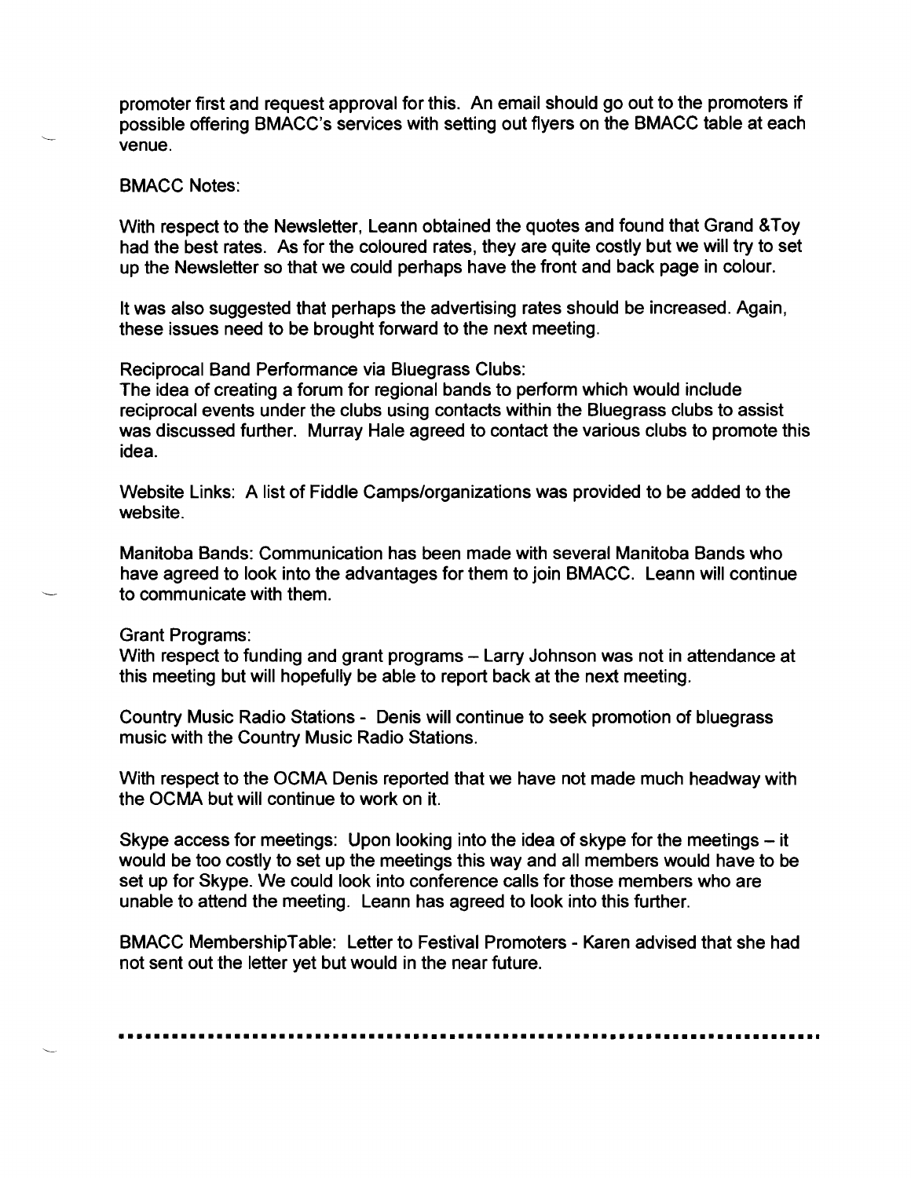promoter first and request approval for this. An email should go out to the promoters if possible offering BMACC's services with setting out flyers on the BMACC table at each venue.

BMACC Notes:

With respect to the Newsletter, Leann obtained the quotes and found that Grand &Toy had the best rates. As for the coloured rates, they are quite costly but we will try to set up the Newsletter so that we could perhaps have the front and back page in colour.

It was also suggested that perhaps the advertising rates should be increased. Again, these issues need to be brought forward to the next meeting.

Reciprocal Band Performance via Bluegrass Clubs:
The idea of creating a forum for regional bands to perform which would include reciprocal events under the clubs using contacts within the Bluegrass clubs to assist was discussed further. Murray Hale agreed to contact the various clubs to promote this idea.

Website Links: A list of Fiddle Camps/organizations was provided to be added to the website.

Manitoba Bands: Communication has been made with several Manitoba Bands who have agreed to look into the advantages for them to join BMACC. Leann will continue to communicate with them.

Grant Programs:
With respect to funding and grant programs – Larry Johnson was not in attendance at this meeting but will hopefully be able to report back at the next meeting.

Country Music Radio Stations - Denis will continue to seek promotion of bluegrass music with the Country Music Radio Stations.

With respect to the OCMA Denis reported that we have not made much headway with the OCMA but will continue to work on it.

Skype access for meetings: Upon looking into the idea of skype for the meetings – it would be too costly to set up the meetings this way and all members would have to be set up for Skype. We could look into conference calls for those members who are unable to attend the meeting. Leann has agreed to look into this further.

BMACC MembershipTable: Letter to Festival Promoters - Karen advised that she had not sent out the letter yet but would in the near future.

---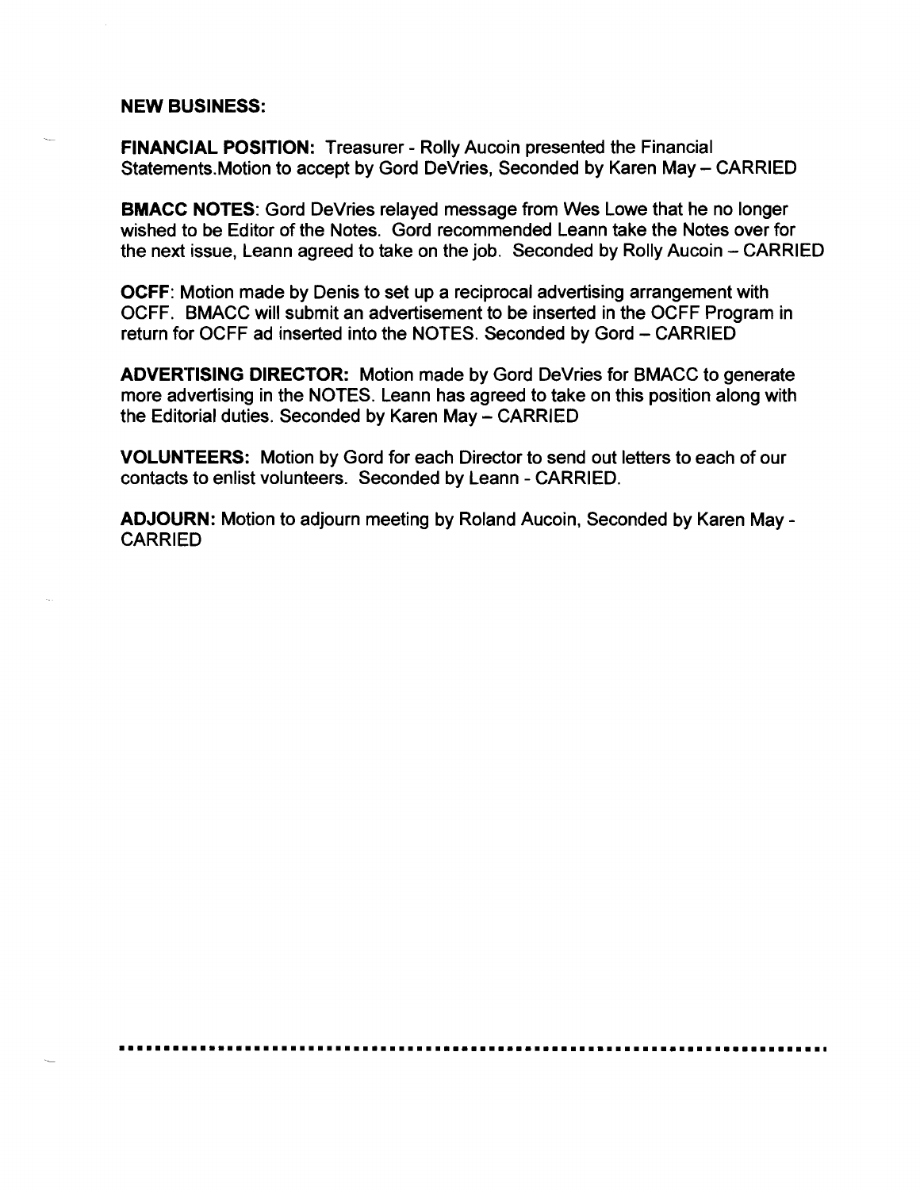**NEW BUSINESS:**

**FINANCIAL POSITION:** Treasurer - Rolly Aucoin presented the Financial Statements.Motion to accept by Gord DeVries, Seconded by Karen May – CARRIED

**BMACC NOTES**: Gord DeVries relayed message from Wes Lowe that he no longer wished to be Editor of the Notes. Gord recommended Leann take the Notes over for the next issue, Leann agreed to take on the job. Seconded by Rolly Aucoin – CARRIED

**OCFF**: Motion made by Denis to set up a reciprocal advertising arrangement with OCFF. BMACC will submit an advertisement to be inserted in the OCFF Program in return for OCFF ad inserted into the NOTES. Seconded by Gord – CARRIED

**ADVERTISING DIRECTOR:** Motion made by Gord DeVries for BMACC to generate more advertising in the NOTES. Leann has agreed to take on this position along with the Editorial duties. Seconded by Karen May – CARRIED

**VOLUNTEERS:** Motion by Gord for each Director to send out letters to each of our contacts to enlist volunteers. Seconded by Leann - CARRIED.

**ADJOURN:** Motion to adjourn meeting by Roland Aucoin, Seconded by Karen May - CARRIED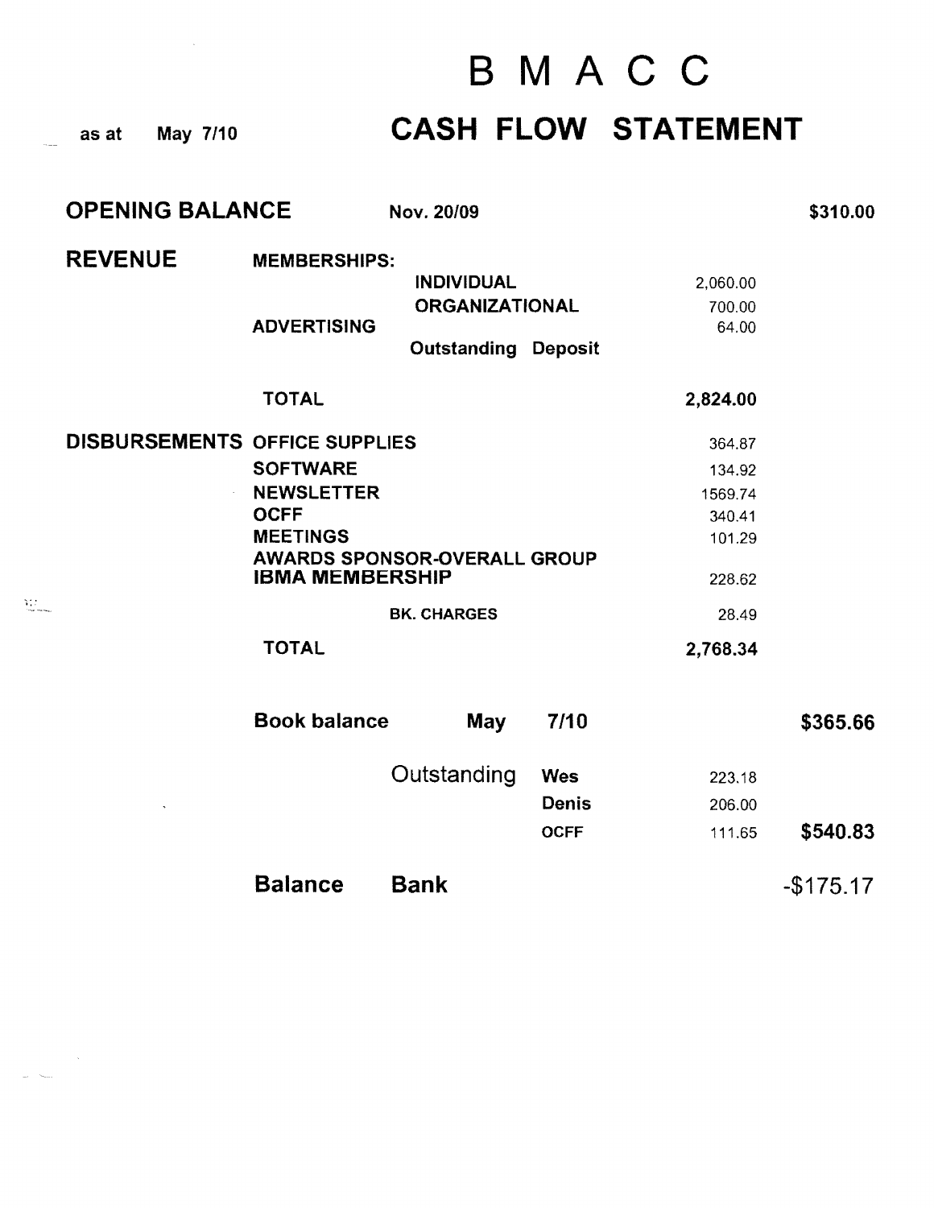# B M A C C

as at May 7/10

## CASH FLOW STATEMENT

| | | | | |
|---|---|---|---|---|
| **OPENING BALANCE** | | **Nov. 20/09** | | **$310.00** |
| **REVENUE** | **MEMBERSHIPS:** | | | |
| | | **INDIVIDUAL** | 2,060.00 | |
| | | **ORGANIZATIONAL** | 700.00 | |
| | **ADVERTISING** | | 64.00 | |
| | | **Outstanding Deposit** | | |
| | **TOTAL** | | **2,824.00** | |
| **DISBURSEMENTS** | **OFFICE SUPPLIES** | | 364.87 | |
| | **SOFTWARE** | | 134.92 | |
| | **NEWSLETTER** | | 1569.74 | |
| | **OCFF** | | 340.41 | |
| | **MEETINGS** | | 101.29 | |
| | **AWARDS SPONSOR-OVERALL GROUP** | | | |
| | **IBMA MEMBERSHIP** | | 228.62 | |
| | | **BK. CHARGES** | 28.49 | |
| | **TOTAL** | | **2,768.34** | |
| | **Book balance** | **May 7/10** | | **$365.66** |
| | | Outstanding **Wes** | 223.18 | |
| | | **Denis** | 206.00 | |
| | | **OCFF** | 111.65 | **$540.83** |
| | **Balance** | **Bank** | | -$175.17 |